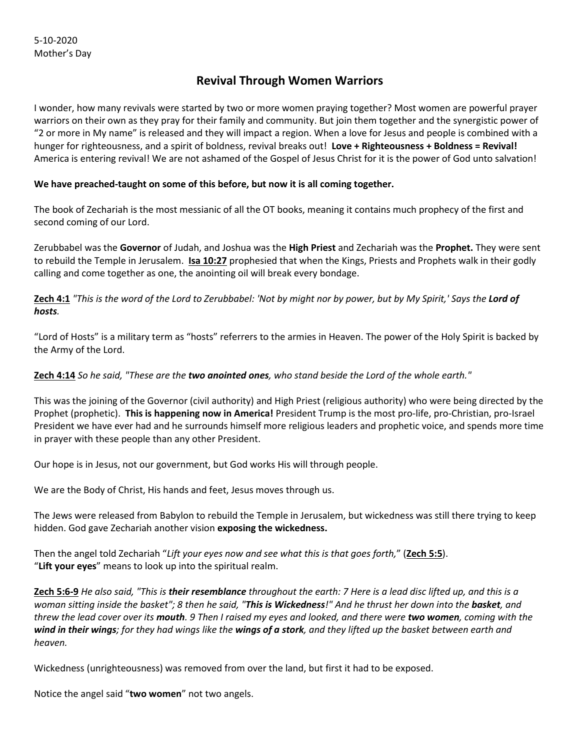5-10-2020
Mother's Day

# Revival Through Women Warriors

I wonder, how many revivals were started by two or more women praying together? Most women are powerful prayer warriors on their own as they pray for their family and community. But join them together and the synergistic power of "2 or more in My name" is released and they will impact a region. When a love for Jesus and people is combined with a hunger for righteousness, and a spirit of boldness, revival breaks out! **Love + Righteousness + Boldness = Revival!** America is entering revival! We are not ashamed of the Gospel of Jesus Christ for it is the power of God unto salvation!

**We have preached-taught on some of this before, but now it is all coming together.**

The book of Zechariah is the most messianic of all the OT books, meaning it contains much prophecy of the first and second coming of our Lord.

Zerubbabel was the **Governor** of Judah, and Joshua was the **High Priest** and Zechariah was the **Prophet.** They were sent to rebuild the Temple in Jerusalem. **Isa 10:27** prophesied that when the Kings, Priests and Prophets walk in their godly calling and come together as one, the anointing oil will break every bondage.

**Zech 4:1** *"This is the word of the Lord to Zerubbabel: 'Not by might nor by power, but by My Spirit,' Says the **Lord of hosts**.*

"Lord of Hosts" is a military term as "hosts" referrers to the armies in Heaven. The power of the Holy Spirit is backed by the Army of the Lord.

**Zech 4:14** *So he said, "These are the **two anointed ones**, who stand beside the Lord of the whole earth."*

This was the joining of the Governor (civil authority) and High Priest (religious authority) who were being directed by the Prophet (prophetic). **This is happening now in America!** President Trump is the most pro-life, pro-Christian, pro-Israel President we have ever had and he surrounds himself more religious leaders and prophetic voice, and spends more time in prayer with these people than any other President.

Our hope is in Jesus, not our government, but God works His will through people.

We are the Body of Christ, His hands and feet, Jesus moves through us.

The Jews were released from Babylon to rebuild the Temple in Jerusalem, but wickedness was still there trying to keep hidden. God gave Zechariah another vision **exposing the wickedness.**

Then the angel told Zechariah "*Lift your eyes now and see what this is that goes forth,*" (**Zech 5:5**).
"**Lift your eyes**" means to look up into the spiritual realm.

**Zech 5:6-9** *He also said, "This is **their resemblance** throughout the earth: 7 Here is a lead disc lifted up, and this is a woman sitting inside the basket"; 8 then he said, "**This is Wickedness**!" And he thrust her down into the **basket**, and threw the lead cover over its **mouth**. 9 Then I raised my eyes and looked, and there were **two women**, coming with the **wind in their wings**; for they had wings like the **wings of a stork**, and they lifted up the basket between earth and heaven.*

Wickedness (unrighteousness) was removed from over the land, but first it had to be exposed.

Notice the angel said "**two women**" not two angels.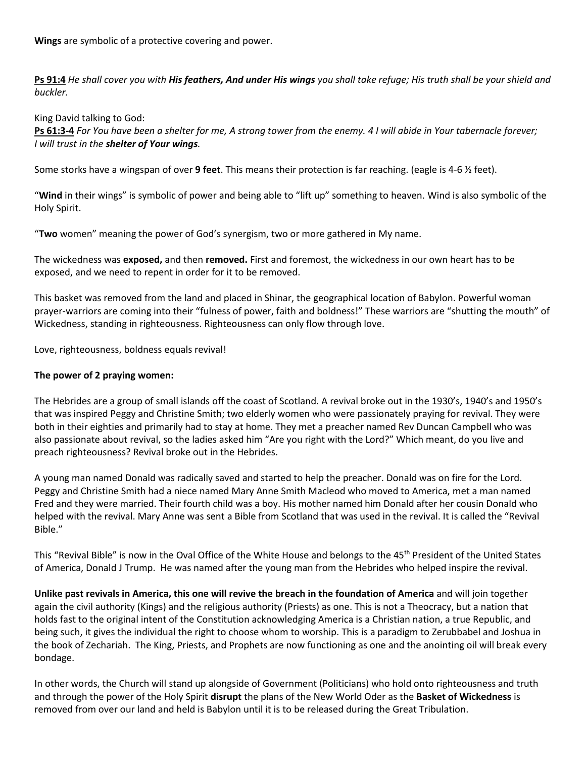**Wings** are symbolic of a protective covering and power.

**Ps 91:4** *He shall cover you with **His feathers, And under His wings** you shall take refuge; His truth shall be your shield and buckler.*

King David talking to God:
**Ps 61:3-4** *For You have been a shelter for me, A strong tower from the enemy. 4 I will abide in Your tabernacle forever; I will trust in the **shelter of Your wings**.*

Some storks have a wingspan of over **9 feet**. This means their protection is far reaching. (eagle is 4-6 ½ feet).

"**Wind** in their wings" is symbolic of power and being able to "lift up" something to heaven. Wind is also symbolic of the Holy Spirit.

"**Two** women" meaning the power of God's synergism, two or more gathered in My name.

The wickedness was **exposed,** and then **removed.** First and foremost, the wickedness in our own heart has to be exposed, and we need to repent in order for it to be removed.

This basket was removed from the land and placed in Shinar, the geographical location of Babylon. Powerful woman prayer-warriors are coming into their "fulness of power, faith and boldness!" These warriors are "shutting the mouth" of Wickedness, standing in righteousness. Righteousness can only flow through love.

Love, righteousness, boldness equals revival!

**The power of 2 praying women:**

The Hebrides are a group of small islands off the coast of Scotland. A revival broke out in the 1930's, 1940's and 1950's that was inspired Peggy and Christine Smith; two elderly women who were passionately praying for revival. They were both in their eighties and primarily had to stay at home. They met a preacher named Rev Duncan Campbell who was also passionate about revival, so the ladies asked him "Are you right with the Lord?" Which meant, do you live and preach righteousness? Revival broke out in the Hebrides.

A young man named Donald was radically saved and started to help the preacher. Donald was on fire for the Lord. Peggy and Christine Smith had a niece named Mary Anne Smith Macleod who moved to America, met a man named Fred and they were married. Their fourth child was a boy. His mother named him Donald after her cousin Donald who helped with the revival. Mary Anne was sent a Bible from Scotland that was used in the revival. It is called the "Revival Bible."

This "Revival Bible" is now in the Oval Office of the White House and belongs to the 45th President of the United States of America, Donald J Trump. He was named after the young man from the Hebrides who helped inspire the revival.

**Unlike past revivals in America, this one will revive the breach in the foundation of America** and will join together again the civil authority (Kings) and the religious authority (Priests) as one. This is not a Theocracy, but a nation that holds fast to the original intent of the Constitution acknowledging America is a Christian nation, a true Republic, and being such, it gives the individual the right to choose whom to worship. This is a paradigm to Zerubbabel and Joshua in the book of Zechariah. The King, Priests, and Prophets are now functioning as one and the anointing oil will break every bondage.

In other words, the Church will stand up alongside of Government (Politicians) who hold onto righteousness and truth and through the power of the Holy Spirit **disrupt** the plans of the New World Oder as the **Basket of Wickedness** is removed from over our land and held is Babylon until it is to be released during the Great Tribulation.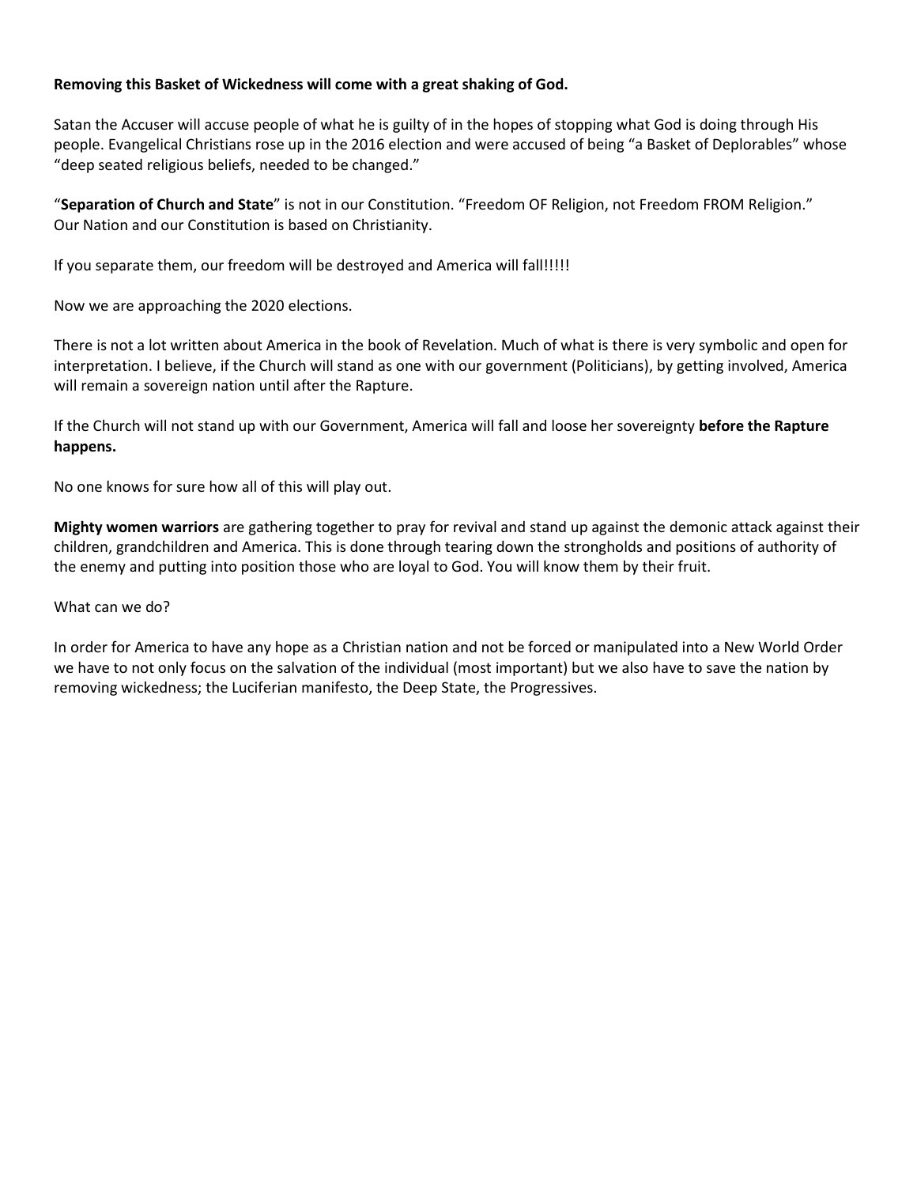**Removing this Basket of Wickedness will come with a great shaking of God.**

Satan the Accuser will accuse people of what he is guilty of in the hopes of stopping what God is doing through His people. Evangelical Christians rose up in the 2016 election and were accused of being "a Basket of Deplorables" whose "deep seated religious beliefs, needed to be changed."

"**Separation of Church and State**" is not in our Constitution. "Freedom OF Religion, not Freedom FROM Religion."
Our Nation and our Constitution is based on Christianity.

If you separate them, our freedom will be destroyed and America will fall!!!!!

Now we are approaching the 2020 elections.

There is not a lot written about America in the book of Revelation. Much of what is there is very symbolic and open for interpretation. I believe, if the Church will stand as one with our government (Politicians), by getting involved, America will remain a sovereign nation until after the Rapture.

If the Church will not stand up with our Government, America will fall and loose her sovereignty **before the Rapture happens.**

No one knows for sure how all of this will play out.

**Mighty women warriors** are gathering together to pray for revival and stand up against the demonic attack against their children, grandchildren and America. This is done through tearing down the strongholds and positions of authority of the enemy and putting into position those who are loyal to God. You will know them by their fruit.

What can we do?

In order for America to have any hope as a Christian nation and not be forced or manipulated into a New World Order we have to not only focus on the salvation of the individual (most important) but we also have to save the nation by removing wickedness; the Luciferian manifesto, the Deep State, the Progressives.